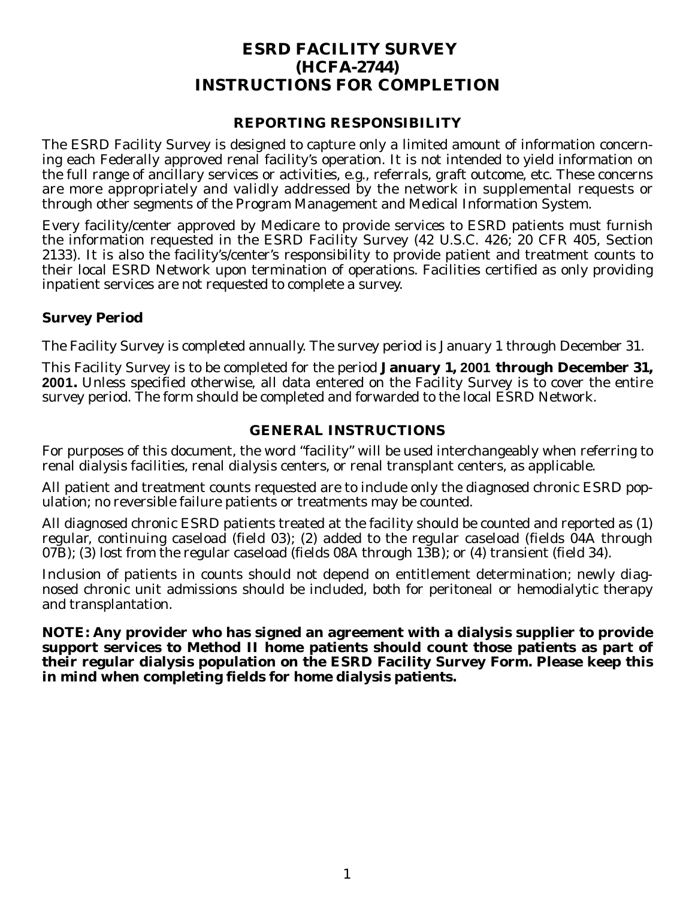# ESRD FACILITY SURVEY
# (HCFA-2744)
# INSTRUCTIONS FOR COMPLETION

## REPORTING RESPONSIBILITY

The ESRD Facility Survey is designed to capture only a limited amount of information concerning each Federally approved renal facility's operation. It is not intended to yield information on the full range of ancillary services or activities, e.g., referrals, graft outcome, etc. These concerns are more appropriately and validly addressed by the network in supplemental requests or through other segments of the Program Management and Medical Information System.

Every facility/center approved by Medicare to provide services to ESRD patients must furnish the information requested in the ESRD Facility Survey (42 U.S.C. 426; 20 CFR 405, Section 2133). It is also the facility's/center's responsibility to provide patient and treatment counts to their local ESRD Network upon termination of operations. Facilities certified as only providing inpatient services are not requested to complete a survey.

### Survey Period

The Facility Survey is completed annually. The survey period is January 1 through December 31.

This Facility Survey is to be completed for the period **January 1, 2001 through December 31, 2001.** Unless specified otherwise, all data entered on the Facility Survey is to cover the entire survey period. The form should be completed and forwarded to the local ESRD Network.

## GENERAL INSTRUCTIONS

For purposes of this document, the word "facility" will be used interchangeably when referring to renal dialysis facilities, renal dialysis centers, or renal transplant centers, as applicable.

All patient and treatment counts requested are to include only the diagnosed chronic ESRD population; no reversible failure patients or treatments may be counted.

All diagnosed chronic ESRD patients treated at the facility should be counted and reported as (1) regular, continuing caseload (field 03); (2) added to the regular caseload (fields 04A through 07B); (3) lost from the regular caseload (fields 08A through 13B); or (4) transient (field 34).

Inclusion of patients in counts should not depend on entitlement determination; newly diagnosed chronic unit admissions should be included, both for peritoneal or hemodialytic therapy and transplantation.

**NOTE: Any provider who has signed an agreement with a dialysis supplier to provide support services to Method II home patients should count those patients as part of their regular dialysis population on the ESRD Facility Survey Form. Please keep this in mind when completing fields for home dialysis patients.**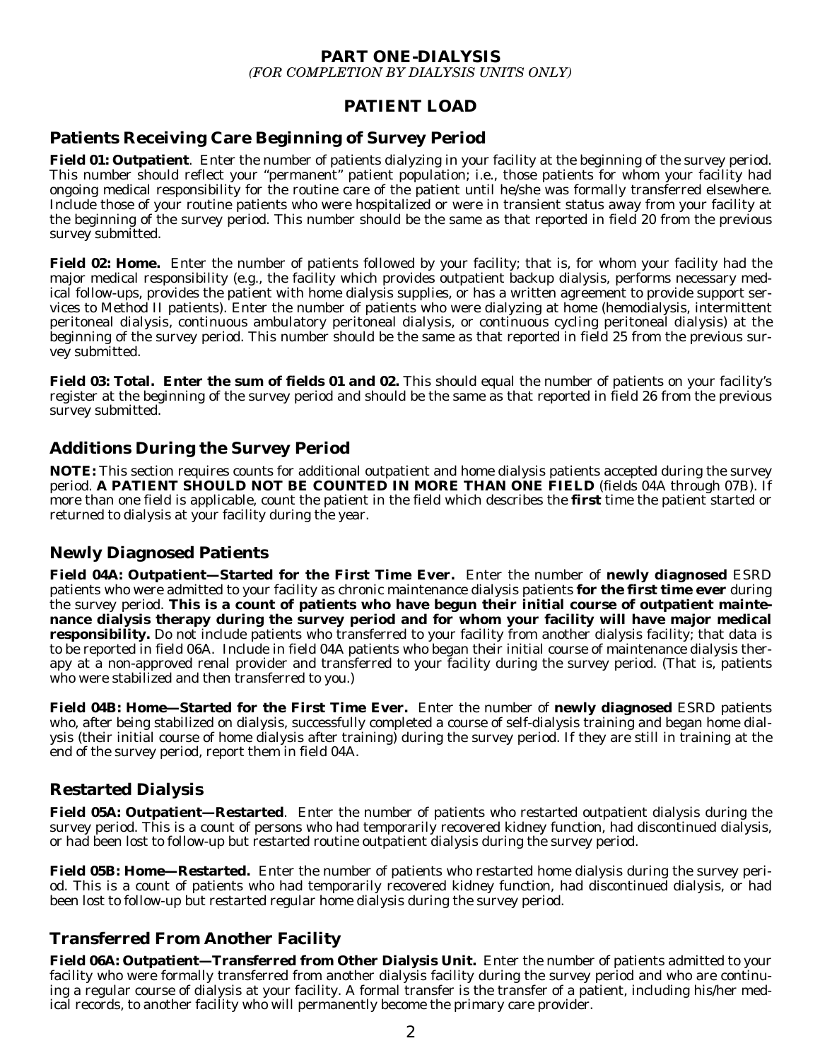# PART ONE-DIALYSIS

*(FOR COMPLETION BY DIALYSIS UNITS ONLY)*

## PATIENT LOAD

### Patients Receiving Care Beginning of Survey Period

**Field 01: Outpatient**. Enter the number of patients dialyzing in your facility at the beginning of the survey period. This number should reflect your "permanent" patient population; i.e., those patients for whom your facility had ongoing medical responsibility for the routine care of the patient until he/she was formally transferred elsewhere. Include those of your routine patients who were hospitalized or were in transient status away from your facility at the beginning of the survey period. This number should be the same as that reported in field 20 from the previous survey submitted.

**Field 02: Home.** Enter the number of patients followed by your facility; that is, for whom your facility had the major medical responsibility (e.g., the facility which provides outpatient backup dialysis, performs necessary medical follow-ups, provides the patient with home dialysis supplies, or has a written agreement to provide support services to Method II patients). Enter the number of patients who were dialyzing at home (hemodialysis, intermittent peritoneal dialysis, continuous ambulatory peritoneal dialysis, or continuous cycling peritoneal dialysis) at the beginning of the survey period. This number should be the same as that reported in field 25 from the previous survey submitted.

**Field 03: Total. Enter the sum of fields 01 and 02.** This should equal the number of patients on your facility's register at the beginning of the survey period and should be the same as that reported in field 26 from the previous survey submitted.

### Additions During the Survey Period

**NOTE:** This section requires counts for additional outpatient and home dialysis patients accepted during the survey period. **A PATIENT SHOULD NOT BE COUNTED IN MORE THAN ONE FIELD** (fields 04A through 07B). If more than one field is applicable, count the patient in the field which describes the **first** time the patient started or returned to dialysis at your facility during the year.

### Newly Diagnosed Patients

**Field 04A: Outpatient—Started for the First Time Ever.** Enter the number of **newly diagnosed** ESRD patients who were admitted to your facility as chronic maintenance dialysis patients **for the first time ever** during the survey period. **This is a count of patients who have begun their initial course of outpatient maintenance dialysis therapy during the survey period and for whom your facility will have major medical responsibility.** Do not include patients who transferred to your facility from another dialysis facility; that data is to be reported in field 06A. Include in field 04A patients who began their initial course of maintenance dialysis therapy at a non-approved renal provider and transferred to your facility during the survey period. (That is, patients who were stabilized and then transferred to you.)

**Field 04B: Home—Started for the First Time Ever.** Enter the number of **newly diagnosed** ESRD patients who, after being stabilized on dialysis, successfully completed a course of self-dialysis training and began home dialysis (their initial course of home dialysis after training) during the survey period. If they are still in training at the end of the survey period, report them in field 04A.

### Restarted Dialysis

**Field 05A: Outpatient—Restarted**. Enter the number of patients who restarted outpatient dialysis during the survey period. This is a count of persons who had temporarily recovered kidney function, had discontinued dialysis, or had been lost to follow-up but restarted routine outpatient dialysis during the survey period.

**Field 05B: Home—Restarted.** Enter the number of patients who restarted home dialysis during the survey period. This is a count of patients who had temporarily recovered kidney function, had discontinued dialysis, or had been lost to follow-up but restarted regular home dialysis during the survey period.

### Transferred From Another Facility

**Field 06A: Outpatient—Transferred from Other Dialysis Unit.** Enter the number of patients admitted to your facility who were formally transferred from another dialysis facility during the survey period and who are continuing a regular course of dialysis at your facility. A formal transfer is the transfer of a patient, including his/her medical records, to another facility who will permanently become the primary care provider.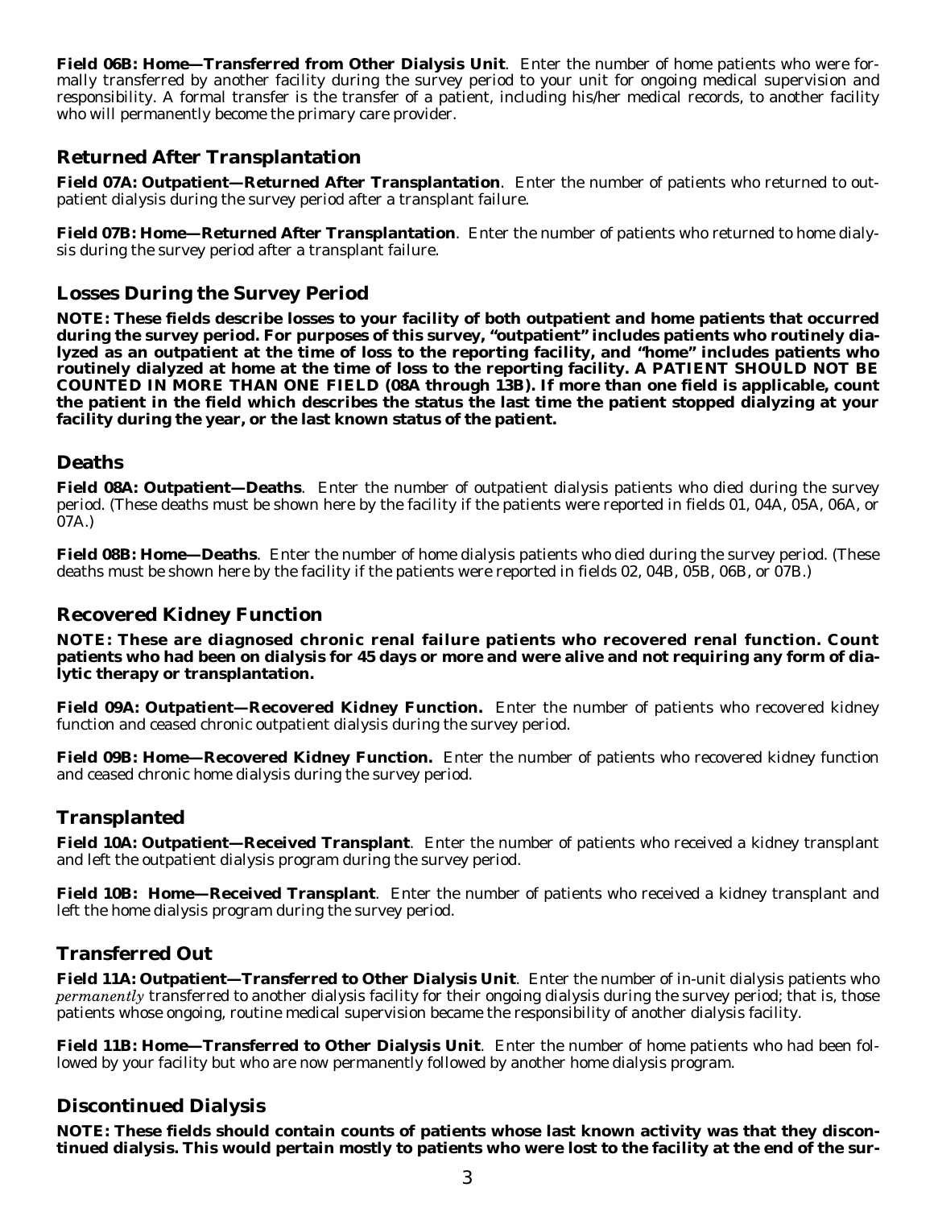**Field 06B: Home—Transferred from Other Dialysis Unit**. Enter the number of home patients who were formally transferred by another facility during the survey period to your unit for ongoing medical supervision and responsibility. A formal transfer is the transfer of a patient, including his/her medical records, to another facility who will permanently become the primary care provider.

## Returned After Transplantation

**Field 07A: Outpatient—Returned After Transplantation**. Enter the number of patients who returned to outpatient dialysis during the survey period after a transplant failure.

**Field 07B: Home—Returned After Transplantation**. Enter the number of patients who returned to home dialysis during the survey period after a transplant failure.

## Losses During the Survey Period

**NOTE: These fields describe losses to your facility of both outpatient and home patients that occurred during the survey period. For purposes of this survey, "outpatient" includes patients who routinely dialyzed as an outpatient at the time of loss to the reporting facility, and "home" includes patients who routinely dialyzed at home at the time of loss to the reporting facility. A PATIENT SHOULD NOT BE COUNTED IN MORE THAN ONE FIELD (08A through 13B). If more than one field is applicable, count the patient in the field which describes the status the last time the patient stopped dialyzing at your facility during the year, or the last known status of the patient.**

## Deaths

**Field 08A: Outpatient—Deaths**. Enter the number of outpatient dialysis patients who died during the survey period. (These deaths must be shown here by the facility if the patients were reported in fields 01, 04A, 05A, 06A, or 07A.)

**Field 08B: Home—Deaths**. Enter the number of home dialysis patients who died during the survey period. (These deaths must be shown here by the facility if the patients were reported in fields 02, 04B, 05B, 06B, or 07B.)

## Recovered Kidney Function

**NOTE: These are diagnosed chronic renal failure patients who recovered renal function. Count patients who had been on dialysis for 45 days or more and were alive and not requiring any form of dialytic therapy or transplantation.**

**Field 09A: Outpatient—Recovered Kidney Function.** Enter the number of patients who recovered kidney function and ceased chronic outpatient dialysis during the survey period.

**Field 09B: Home—Recovered Kidney Function.** Enter the number of patients who recovered kidney function and ceased chronic home dialysis during the survey period.

## Transplanted

**Field 10A: Outpatient—Received Transplant**. Enter the number of patients who received a kidney transplant and left the outpatient dialysis program during the survey period.

**Field 10B: Home—Received Transplant**. Enter the number of patients who received a kidney transplant and left the home dialysis program during the survey period.

## Transferred Out

**Field 11A: Outpatient—Transferred to Other Dialysis Unit**. Enter the number of in-unit dialysis patients who *permanently* transferred to another dialysis facility for their ongoing dialysis during the survey period; that is, those patients whose ongoing, routine medical supervision became the responsibility of another dialysis facility.

**Field 11B: Home—Transferred to Other Dialysis Unit**. Enter the number of home patients who had been followed by your facility but who are now permanently followed by another home dialysis program.

## Discontinued Dialysis

**NOTE: These fields should contain counts of patients whose last known activity was that they discontinued dialysis. This would pertain mostly to patients who were lost to the facility at the end of the sur-**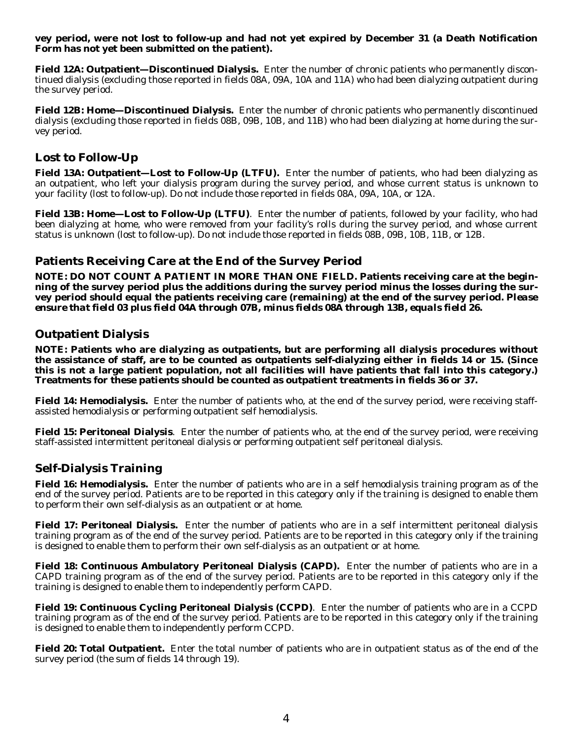**vey period, were not lost to follow-up and had not yet expired by December 31 (a Death Notification Form has not yet been submitted on the patient).**

**Field 12A: Outpatient—Discontinued Dialysis.** Enter the number of chronic patients who permanently discontinued dialysis (excluding those reported in fields 08A, 09A, 10A and 11A) who had been dialyzing outpatient during the survey period.

**Field 12B: Home—Discontinued Dialysis.** Enter the number of chronic patients who permanently discontinued dialysis (excluding those reported in fields 08B, 09B, 10B, and 11B) who had been dialyzing at home during the survey period.

## Lost to Follow-Up

**Field 13A: Outpatient—Lost to Follow-Up (LTFU).** Enter the number of patients, who had been dialyzing as an outpatient, who left your dialysis program during the survey period, and whose current status is unknown to your facility (lost to follow-up). Do not include those reported in fields 08A, 09A, 10A, or 12A.

**Field 13B: Home—Lost to Follow-Up (LTFU)**. Enter the number of patients, followed by your facility, who had been dialyzing at home, who were removed from your facility's rolls during the survey period, and whose current status is unknown (lost to follow-up). Do not include those reported in fields 08B, 09B, 10B, 11B, or 12B.

## Patients Receiving Care at the End of the Survey Period

**NOTE: DO NOT COUNT A PATIENT IN MORE THAN ONE FIELD. Patients receiving care at the beginning of the survey period plus the additions during the survey period minus the losses during the survey period should equal the patients receiving care (remaining) at the end of the survey period. *Please ensure that field 03 plus field 04A through 07B, minus fields 08A through 13B, equals field 26.***

## Outpatient Dialysis

**NOTE: Patients who are dialyzing as outpatients, but are performing all dialysis procedures without the assistance of staff, are to be counted as outpatients self-dialyzing either in fields 14 or 15. (Since this is not a large patient population, not all facilities will have patients that fall into this category.) Treatments for these patients should be counted as outpatient treatments in fields 36 or 37.**

**Field 14: Hemodialysis.** Enter the number of patients who, at the end of the survey period, were receiving staff-assisted hemodialysis or performing outpatient self hemodialysis.

**Field 15: Peritoneal Dialysis**. Enter the number of patients who, at the end of the survey period, were receiving staff-assisted intermittent peritoneal dialysis or performing outpatient self peritoneal dialysis.

## Self-Dialysis Training

**Field 16: Hemodialysis.** Enter the number of patients who are in a self hemodialysis training program as of the end of the survey period. Patients are to be reported in this category only if the training is designed to enable them to perform their own self-dialysis as an outpatient or at home.

**Field 17: Peritoneal Dialysis.** Enter the number of patients who are in a self intermittent peritoneal dialysis training program as of the end of the survey period. Patients are to be reported in this category only if the training is designed to enable them to perform their own self-dialysis as an outpatient or at home.

**Field 18: Continuous Ambulatory Peritoneal Dialysis (CAPD).** Enter the number of patients who are in a CAPD training program as of the end of the survey period. Patients are to be reported in this category only if the training is designed to enable them to independently perform CAPD.

**Field 19: Continuous Cycling Peritoneal Dialysis (CCPD)**. Enter the number of patients who are in a CCPD training program as of the end of the survey period. Patients are to be reported in this category only if the training is designed to enable them to independently perform CCPD.

**Field 20: Total Outpatient.** Enter the total number of patients who are in outpatient status as of the end of the survey period (the sum of fields 14 through 19).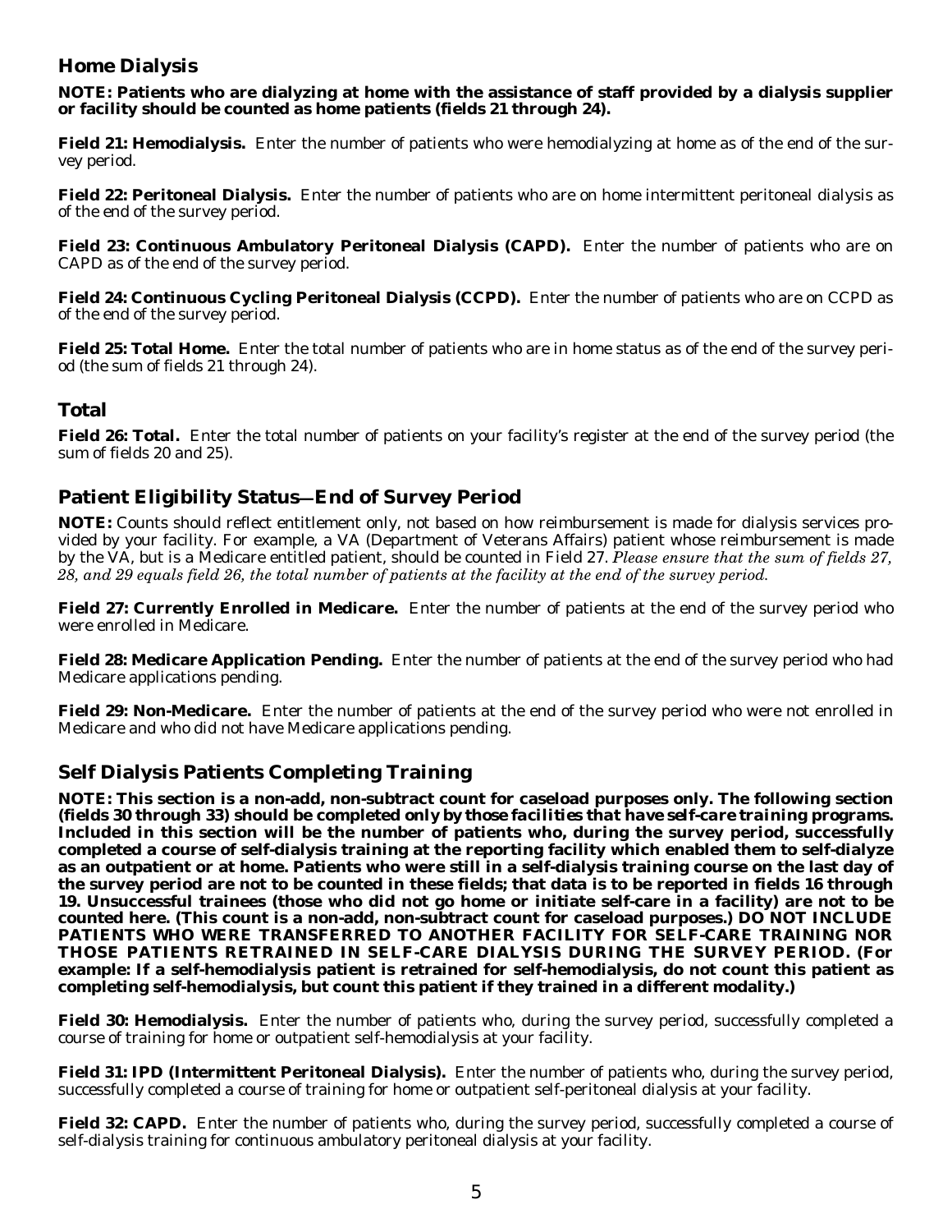## Home Dialysis

**NOTE: Patients who are dialyzing at home with the assistance of staff provided by a dialysis supplier or facility should be counted as home patients (fields 21 through 24).**

**Field 21: Hemodialysis.** Enter the number of patients who were hemodialyzing at home as of the end of the survey period.

**Field 22: Peritoneal Dialysis.** Enter the number of patients who are on home intermittent peritoneal dialysis as of the end of the survey period.

**Field 23: Continuous Ambulatory Peritoneal Dialysis (CAPD).** Enter the number of patients who are on CAPD as of the end of the survey period.

**Field 24: Continuous Cycling Peritoneal Dialysis (CCPD).** Enter the number of patients who are on CCPD as of the end of the survey period.

**Field 25: Total Home.** Enter the total number of patients who are in home status as of the end of the survey period (the sum of fields 21 through 24).

## Total

**Field 26: Total.** Enter the total number of patients on your facility's register at the end of the survey period (the sum of fields 20 and 25).

## Patient Eligibility Status—End of Survey Period

**NOTE:** Counts should reflect entitlement only, not based on how reimbursement is made for dialysis services provided by your facility. For example, a VA (Department of Veterans Affairs) patient whose reimbursement is made by the VA, but is a Medicare entitled patient, should be counted in Field 27. *Please ensure that the sum of fields 27, 28, and 29 equals field 26, the total number of patients at the facility at the end of the survey period.*

**Field 27: Currently Enrolled in Medicare.** Enter the number of patients at the end of the survey period who were enrolled in Medicare.

**Field 28: Medicare Application Pending.** Enter the number of patients at the end of the survey period who had Medicare applications pending.

**Field 29: Non-Medicare.** Enter the number of patients at the end of the survey period who were not enrolled in Medicare and who did not have Medicare applications pending.

## Self Dialysis Patients Completing Training

**NOTE: This section is a non-add, non-subtract count for caseload purposes only. The following section (fields 30 through 33) should be completed *only by those facilities that have self-care training programs.* Included in this section will be the number of patients who, during the survey period, successfully completed a course of self-dialysis training at the reporting facility which enabled them to self-dialyze as an outpatient or at home. Patients who were still in a self-dialysis training course on the last day of the survey period are not to be counted in these fields; that data is to be reported in fields 16 through 19. Unsuccessful trainees (those who did not go home or initiate self-care in a facility) are not to be counted here. (This count is a non-add, non-subtract count for caseload purposes.) DO NOT INCLUDE PATIENTS WHO WERE TRANSFERRED TO ANOTHER FACILITY FOR SELF-CARE TRAINING NOR THOSE PATIENTS RETRAINED IN SELF-CARE DIALYSIS DURING THE SURVEY PERIOD. (For example: If a self-hemodialysis patient is retrained for self-hemodialysis, do not count this patient as completing self-hemodialysis, but count this patient if they trained in a different modality.)**

**Field 30: Hemodialysis.** Enter the number of patients who, during the survey period, successfully completed a course of training for home or outpatient self-hemodialysis at your facility.

**Field 31: IPD (Intermittent Peritoneal Dialysis).** Enter the number of patients who, during the survey period, successfully completed a course of training for home or outpatient self-peritoneal dialysis at your facility.

**Field 32: CAPD.** Enter the number of patients who, during the survey period, successfully completed a course of self-dialysis training for continuous ambulatory peritoneal dialysis at your facility.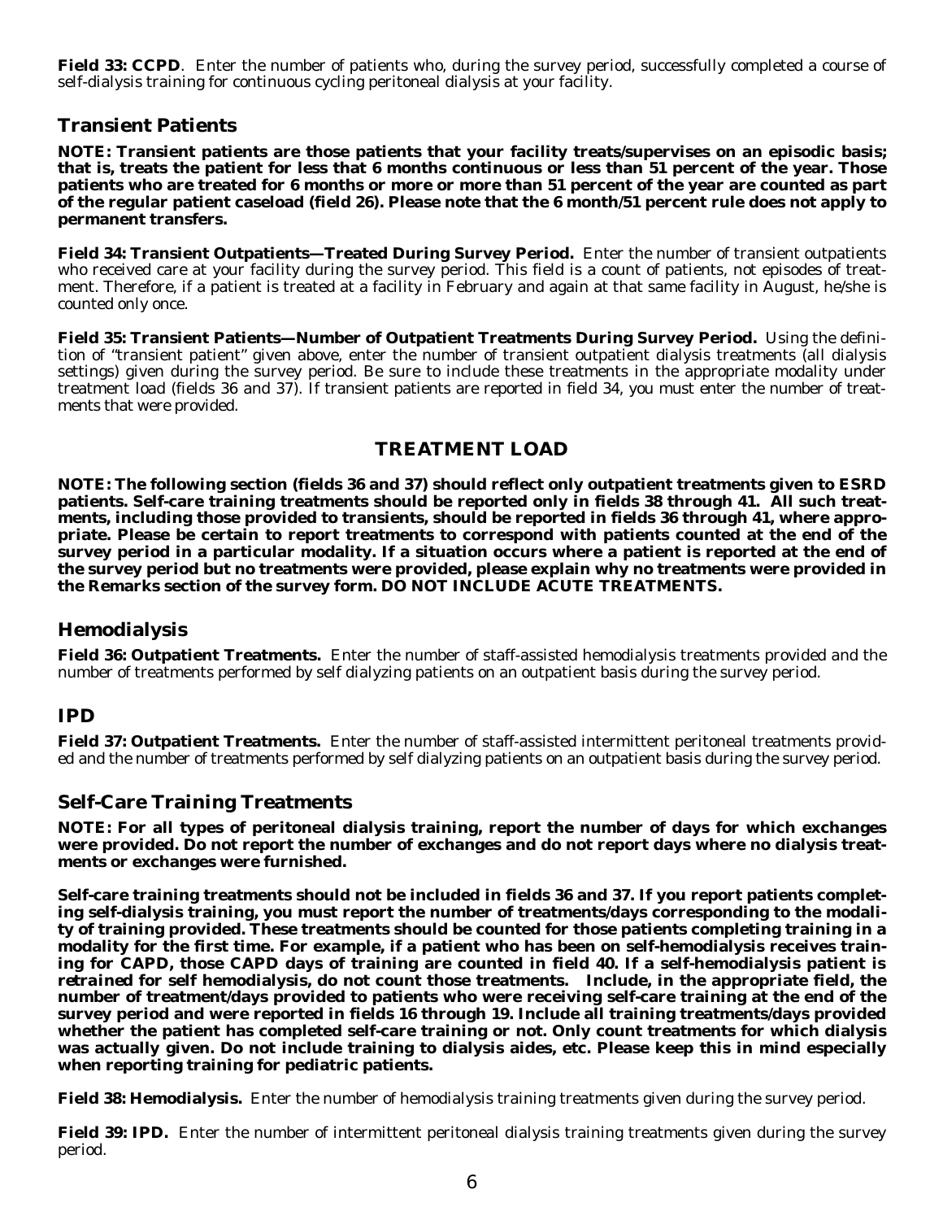**Field 33: CCPD**. Enter the number of patients who, during the survey period, successfully completed a course of self-dialysis training for continuous cycling peritoneal dialysis at your facility.

## Transient Patients

**NOTE: Transient patients are those patients that your facility treats/supervises on an episodic basis; that is, treats the patient for less that 6 months continuous or less than 51 percent of the year. Those patients who are treated for 6 months or more or more than 51 percent of the year are counted as part of the regular patient caseload (field 26). Please note that the 6 month/51 percent rule does not apply to permanent transfers.**

**Field 34: Transient Outpatients—Treated During Survey Period.** Enter the number of transient outpatients who received care at your facility during the survey period. This field is a count of patients, not episodes of treatment. Therefore, if a patient is treated at a facility in February and again at that same facility in August, he/she is counted only once.

**Field 35: Transient Patients—Number of Outpatient Treatments During Survey Period.** Using the definition of "transient patient" given above, enter the number of transient outpatient dialysis treatments (all dialysis settings) given during the survey period. Be sure to include these treatments in the appropriate modality under treatment load (fields 36 and 37). If transient patients are reported in field 34, you must enter the number of treatments that were provided.

# TREATMENT LOAD

**NOTE: The following section (fields 36 and 37) should reflect only outpatient treatments given to ESRD patients. Self-care training treatments should be reported only in fields 38 through 41. All such treatments, including those provided to transients, should be reported in fields 36 through 41, where appropriate. Please be certain to report treatments to correspond with patients counted at the end of the survey period in a particular modality. If a situation occurs where a patient is reported at the end of the survey period but no treatments were provided, please explain why no treatments were provided in the Remarks section of the survey form. DO NOT INCLUDE ACUTE TREATMENTS.**

## Hemodialysis

**Field 36: Outpatient Treatments.** Enter the number of staff-assisted hemodialysis treatments provided and the number of treatments performed by self dialyzing patients on an outpatient basis during the survey period.

## IPD

**Field 37: Outpatient Treatments.** Enter the number of staff-assisted intermittent peritoneal treatments provided and the number of treatments performed by self dialyzing patients on an outpatient basis during the survey period.

## Self-Care Training Treatments

**NOTE: For all types of peritoneal dialysis training, report the number of days for which exchanges were provided. Do not report the number of exchanges and do not report days where no dialysis treatments or exchanges were furnished.**

**Self-care training treatments should not be included in fields 36 and 37. If you report patients completing self-dialysis training, you must report the number of treatments/days corresponding to the modality of training provided. These treatments should be counted for those patients completing training in a modality for the first time. For example, if a patient who has been on self-hemodialysis receives training for CAPD, those CAPD days of training are counted in field 40. If a self-hemodialysis patient is *retrained* for self hemodialysis, do not count those treatments. Include, in the appropriate field, the number of treatment/days provided to patients who were receiving self-care training at the end of the survey period and were reported in fields 16 through 19. Include all training treatments/days provided whether the patient has completed self-care training or not. Only count treatments for which dialysis was actually given. Do not include training to dialysis aides, etc. Please keep this in mind especially when reporting training for pediatric patients.**

**Field 38: Hemodialysis.** Enter the number of hemodialysis training treatments given during the survey period.

**Field 39: IPD.** Enter the number of intermittent peritoneal dialysis training treatments given during the survey period.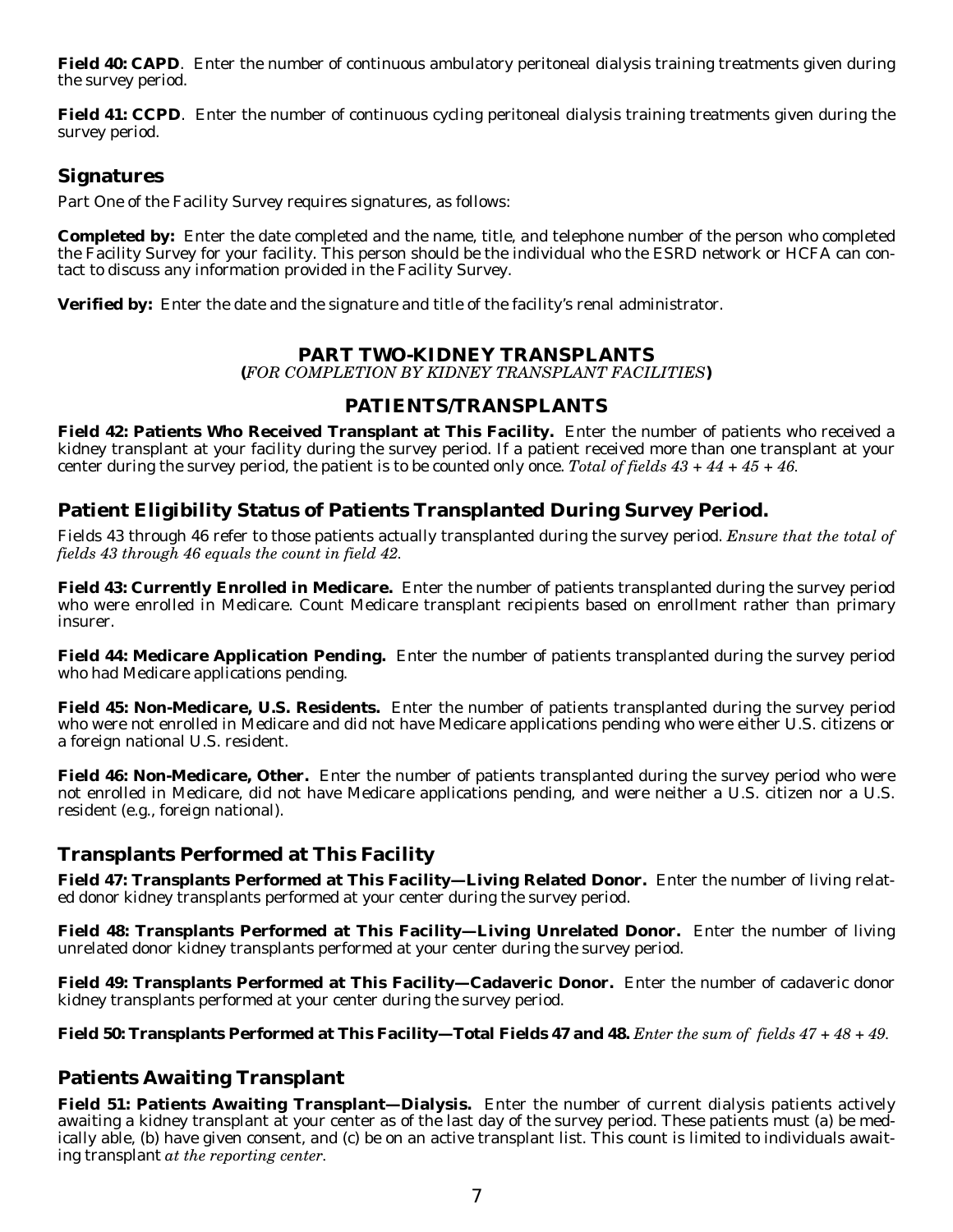**Field 40: CAPD**. Enter the number of continuous ambulatory peritoneal dialysis training treatments given during the survey period.

**Field 41: CCPD**. Enter the number of continuous cycling peritoneal dialysis training treatments given during the survey period.

## Signatures

Part One of the Facility Survey requires signatures, as follows:

**Completed by:** Enter the date completed and the name, title, and telephone number of the person who completed the Facility Survey for your facility. This person should be the individual who the ESRD network or HCFA can contact to discuss any information provided in the Facility Survey.

**Verified by:** Enter the date and the signature and title of the facility's renal administrator.

# PART TWO-KIDNEY TRANSPLANTS

**(***FOR COMPLETION BY KIDNEY TRANSPLANT FACILITIES***)**

## PATIENTS/TRANSPLANTS

**Field 42: Patients Who Received Transplant at This Facility.** Enter the number of patients who received a kidney transplant at your facility during the survey period. If a patient received more than one transplant at your center during the survey period, the patient is to be counted only once. *Total of fields 43 + 44 + 45 + 46.*

## Patient Eligibility Status of Patients Transplanted During Survey Period.

Fields 43 through 46 refer to those patients actually transplanted during the survey period. *Ensure that the total of fields 43 through 46 equals the count in field 42.*

**Field 43: Currently Enrolled in Medicare.** Enter the number of patients transplanted during the survey period who were enrolled in Medicare. Count Medicare transplant recipients based on enrollment rather than primary insurer.

**Field 44: Medicare Application Pending.** Enter the number of patients transplanted during the survey period who had Medicare applications pending.

**Field 45: Non-Medicare, U.S. Residents.** Enter the number of patients transplanted during the survey period who were not enrolled in Medicare and did not have Medicare applications pending who were either U.S. citizens or a foreign national U.S. resident.

**Field 46: Non-Medicare, Other.** Enter the number of patients transplanted during the survey period who were not enrolled in Medicare, did not have Medicare applications pending, and were neither a U.S. citizen nor a U.S. resident (e.g., foreign national).

## Transplants Performed at This Facility

**Field 47: Transplants Performed at This Facility—Living Related Donor.** Enter the number of living related donor kidney transplants performed at your center during the survey period.

**Field 48: Transplants Performed at This Facility—Living Unrelated Donor.** Enter the number of living unrelated donor kidney transplants performed at your center during the survey period.

**Field 49: Transplants Performed at This Facility—Cadaveric Donor.** Enter the number of cadaveric donor kidney transplants performed at your center during the survey period.

**Field 50: Transplants Performed at This Facility—Total Fields 47 and 48.** *Enter the sum of fields 47 + 48 + 49.*

## Patients Awaiting Transplant

**Field 51: Patients Awaiting Transplant—Dialysis.** Enter the number of current dialysis patients actively awaiting a kidney transplant at your center as of the last day of the survey period. These patients must (a) be medically able, (b) have given consent, and (c) be on an active transplant list. This count is limited to individuals awaiting transplant *at the reporting center.*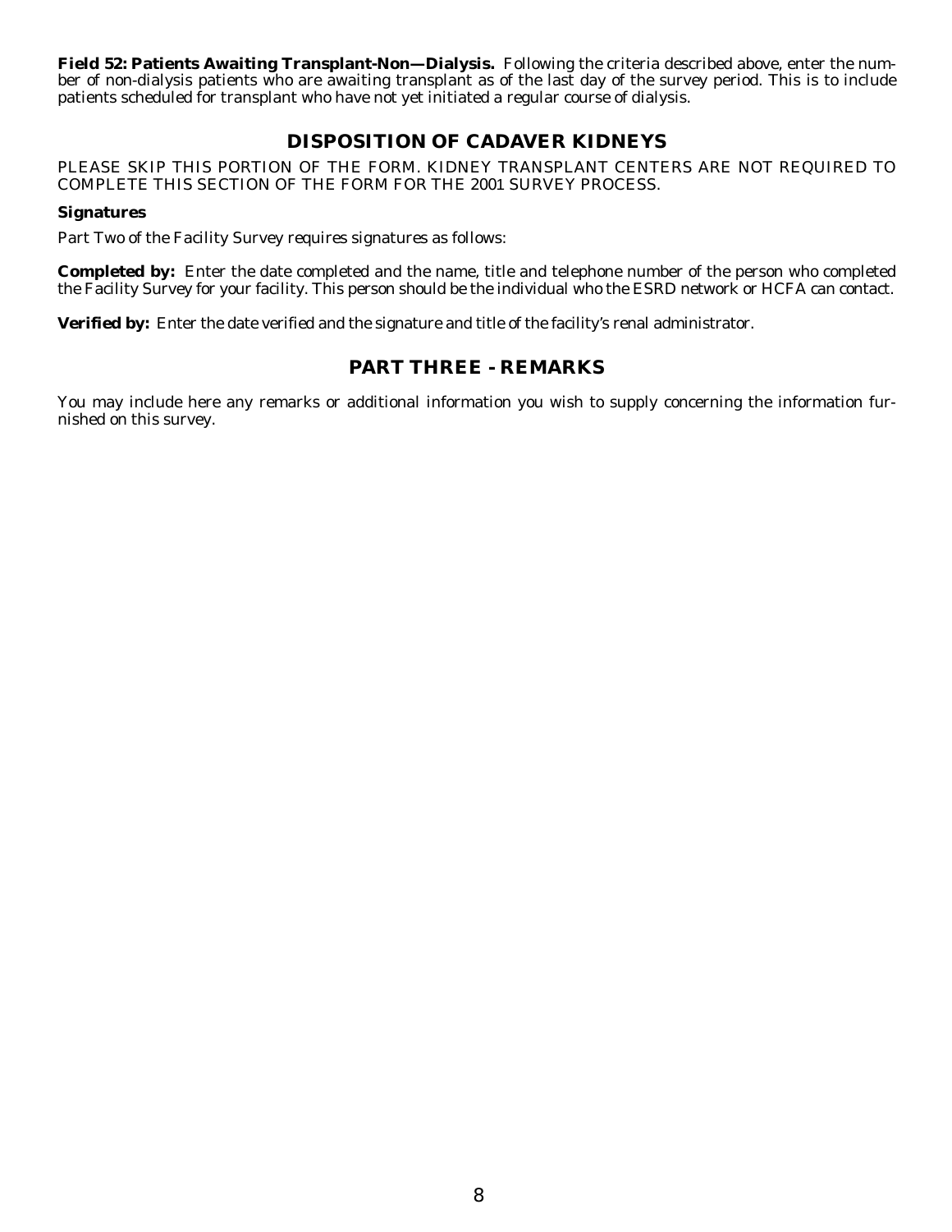**Field 52: Patients Awaiting Transplant-Non—Dialysis.** Following the criteria described above, enter the number of non-dialysis patients who are awaiting transplant as of the last day of the survey period. This is to include patients scheduled for transplant who have not yet initiated a regular course of dialysis.

## DISPOSITION OF CADAVER KIDNEYS

PLEASE SKIP THIS PORTION OF THE FORM. KIDNEY TRANSPLANT CENTERS ARE NOT REQUIRED TO COMPLETE THIS SECTION OF THE FORM FOR THE 2001 SURVEY PROCESS.

**Signatures**

Part Two of the Facility Survey requires signatures as follows:

**Completed by:** Enter the date completed and the name, title and telephone number of the person who completed the Facility Survey for your facility. This person should be the individual who the ESRD network or HCFA can contact.

**Verified by:** Enter the date verified and the signature and title of the facility's renal administrator.

## PART THREE - REMARKS

You may include here any remarks or additional information you wish to supply concerning the information furnished on this survey.